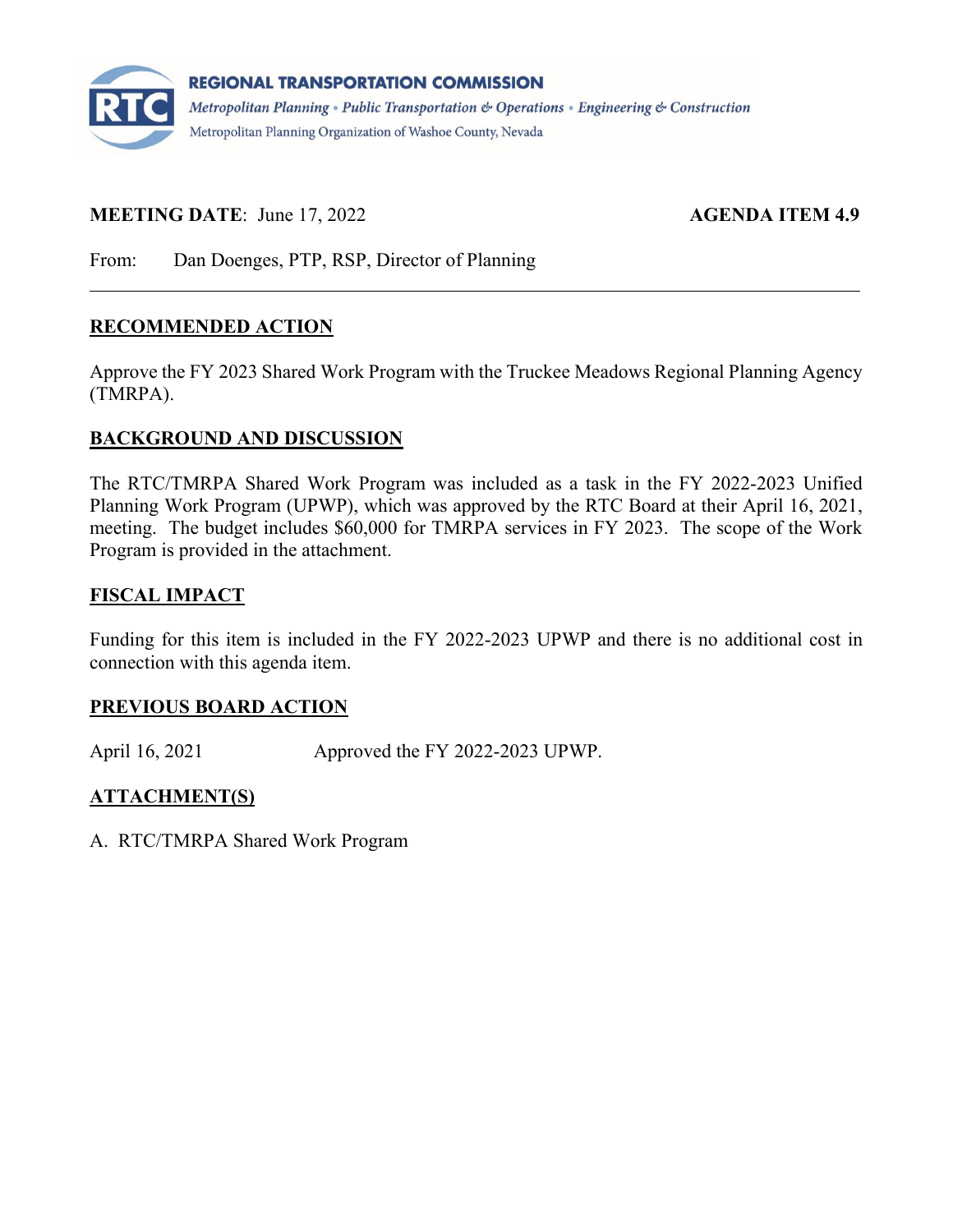**REGIONAL TRANSPORTATION COMMISSION**

*Metropolitan Planning • Public Transportation & Operations • Engineering & Construction*

Metropolitan Planning Organization of Washoe County, Nevada

**MEETING DATE**: June 17, 2022 **AGENDA ITEM 4.9**

From: Dan Doenges, PTP, RSP, Director of Planning

---

## RECOMMENDED ACTION

Approve the FY 2023 Shared Work Program with the Truckee Meadows Regional Planning Agency (TMRPA).

## BACKGROUND AND DISCUSSION

The RTC/TMRPA Shared Work Program was included as a task in the FY 2022-2023 Unified Planning Work Program (UPWP), which was approved by the RTC Board at their April 16, 2021, meeting. The budget includes $60,000 for TMRPA services in FY 2023. The scope of the Work Program is provided in the attachment.

## FISCAL IMPACT

Funding for this item is included in the FY 2022-2023 UPWP and there is no additional cost in connection with this agenda item.

## PREVIOUS BOARD ACTION

April 16, 2021 Approved the FY 2022-2023 UPWP.

## ATTACHMENT(S)

A. RTC/TMRPA Shared Work Program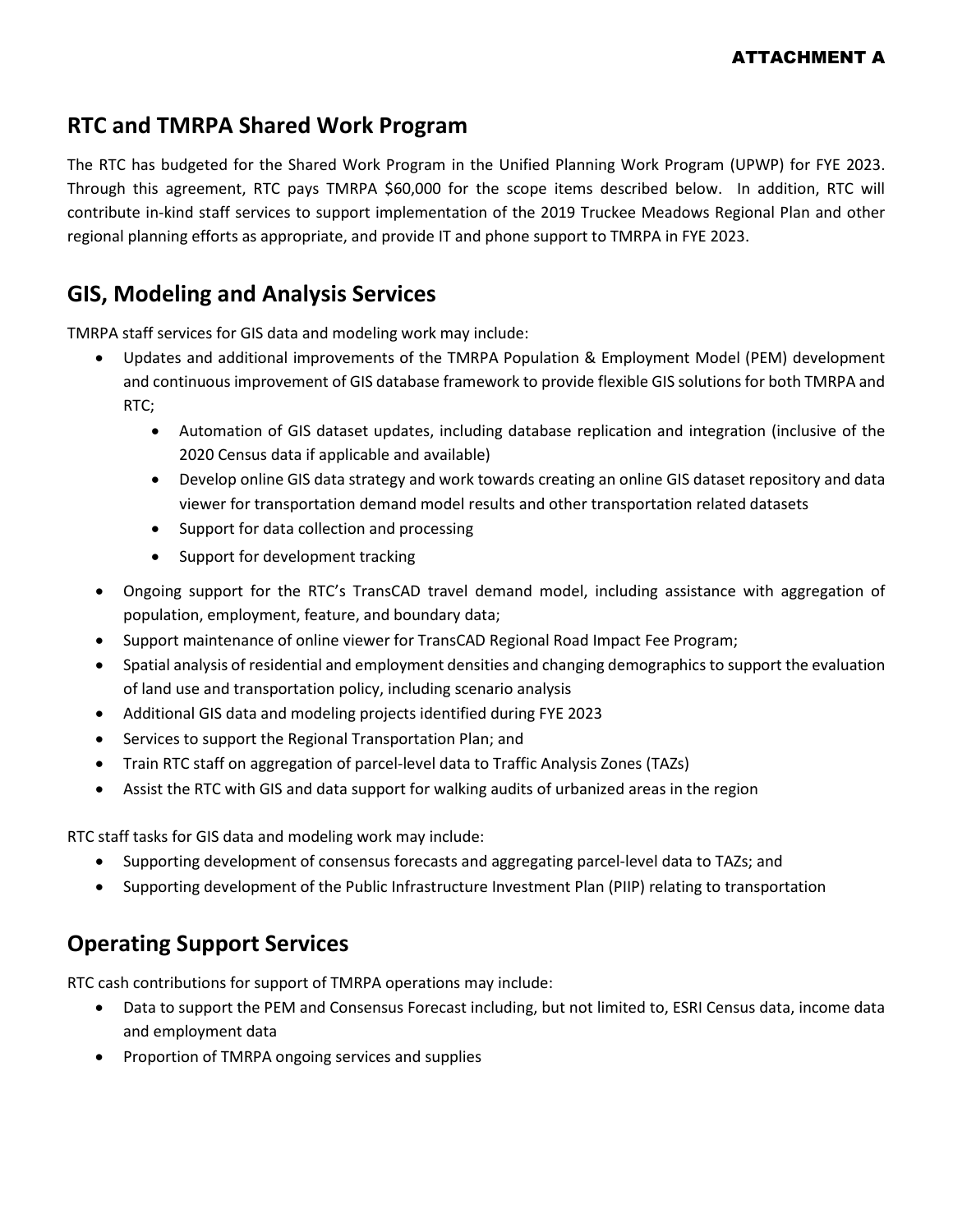ATTACHMENT A

## RTC and TMRPA Shared Work Program

The RTC has budgeted for the Shared Work Program in the Unified Planning Work Program (UPWP) for FYE 2023. Through this agreement, RTC pays TMRPA $60,000 for the scope items described below. In addition, RTC will contribute in-kind staff services to support implementation of the 2019 Truckee Meadows Regional Plan and other regional planning efforts as appropriate, and provide IT and phone support to TMRPA in FYE 2023.

## GIS, Modeling and Analysis Services

TMRPA staff services for GIS data and modeling work may include:

- Updates and additional improvements of the TMRPA Population & Employment Model (PEM) development and continuous improvement of GIS database framework to provide flexible GIS solutions for both TMRPA and RTC;
    - Automation of GIS dataset updates, including database replication and integration (inclusive of the 2020 Census data if applicable and available)
    - Develop online GIS data strategy and work towards creating an online GIS dataset repository and data viewer for transportation demand model results and other transportation related datasets
    - Support for data collection and processing
    - Support for development tracking
- Ongoing support for the RTC's TransCAD travel demand model, including assistance with aggregation of population, employment, feature, and boundary data;
- Support maintenance of online viewer for TransCAD Regional Road Impact Fee Program;
- Spatial analysis of residential and employment densities and changing demographics to support the evaluation of land use and transportation policy, including scenario analysis
- Additional GIS data and modeling projects identified during FYE 2023
- Services to support the Regional Transportation Plan; and
- Train RTC staff on aggregation of parcel-level data to Traffic Analysis Zones (TAZs)
- Assist the RTC with GIS and data support for walking audits of urbanized areas in the region

RTC staff tasks for GIS data and modeling work may include:

- Supporting development of consensus forecasts and aggregating parcel-level data to TAZs; and
- Supporting development of the Public Infrastructure Investment Plan (PIIP) relating to transportation

## Operating Support Services

RTC cash contributions for support of TMRPA operations may include:

- Data to support the PEM and Consensus Forecast including, but not limited to, ESRI Census data, income data and employment data
- Proportion of TMRPA ongoing services and supplies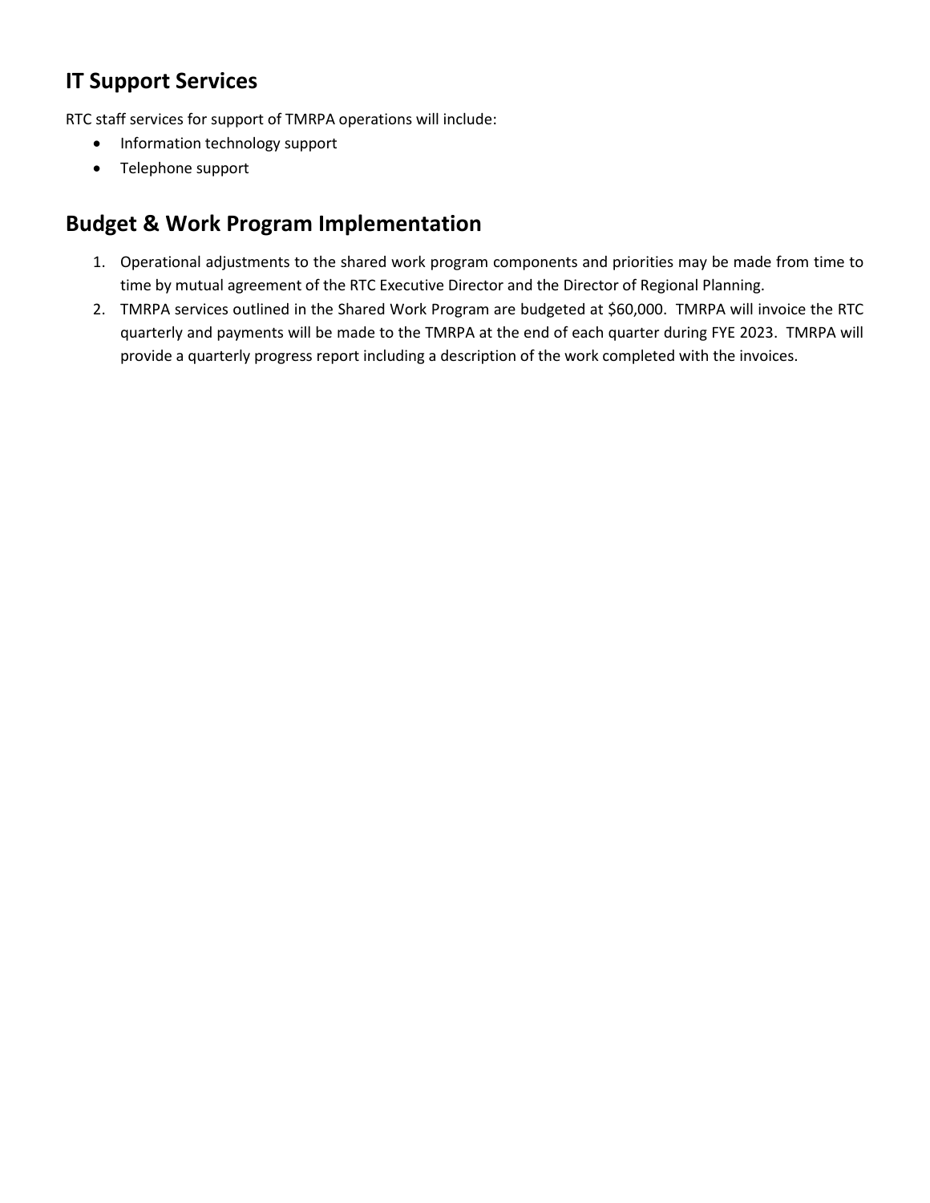## IT Support Services

RTC staff services for support of TMRPA operations will include:

- Information technology support
- Telephone support

## Budget & Work Program Implementation

1. Operational adjustments to the shared work program components and priorities may be made from time to time by mutual agreement of the RTC Executive Director and the Director of Regional Planning.
2. TMRPA services outlined in the Shared Work Program are budgeted at $60,000. TMRPA will invoice the RTC quarterly and payments will be made to the TMRPA at the end of each quarter during FYE 2023. TMRPA will provide a quarterly progress report including a description of the work completed with the invoices.